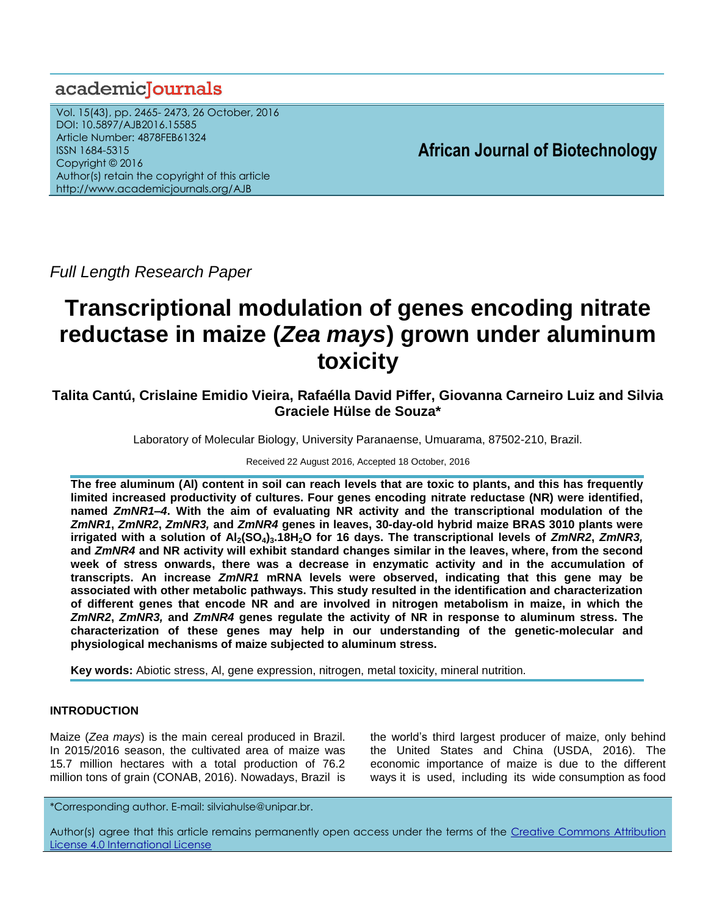academicJournals

Vol. 15(43), pp. 2465- 2473, 26 October, 2016
DOI: 10.5897/AJB2016.15585
Article Number: 4878FEB61324
ISSN 1684-5315
Copyright © 2016
Author(s) retain the copyright of this article
http://www.academicjournals.org/AJB

**African Journal of Biotechnology**

*Full Length Research Paper*

# Transcriptional modulation of genes encoding nitrate reductase in maize (*Zea mays*) grown under aluminum toxicity

**Talita Cantú, Crislaine Emidio Vieira, Rafaélla David Piffer, Giovanna Carneiro Luiz and Silvia Graciele Hülse de Souza***

Laboratory of Molecular Biology, University Paranaense, Umuarama, 87502-210, Brazil.

Received 22 August 2016, Accepted 18 October, 2016

**The free aluminum (Al) content in soil can reach levels that are toxic to plants, and this has frequently limited increased productivity of cultures. Four genes encoding nitrate reductase (NR) were identified, named *ZmNR1–4*. With the aim of evaluating NR activity and the transcriptional modulation of the *ZmNR1*, *ZmNR2*, *ZmNR3,* and *ZmNR4* genes in leaves, 30-day-old hybrid maize BRAS 3010 plants were irrigated with a solution of $Al_2(SO_4)_3.18H_2O$ for 16 days. The transcriptional levels of *ZmNR2*, *ZmNR3,* and *ZmNR4* and NR activity will exhibit standard changes similar in the leaves, where, from the second week of stress onwards, there was a decrease in enzymatic activity and in the accumulation of transcripts. An increase *ZmNR1* mRNA levels were observed, indicating that this gene may be associated with other metabolic pathways. This study resulted in the identification and characterization of different genes that encode NR and are involved in nitrogen metabolism in maize, in which the *ZmNR2*, *ZmNR3,* and *ZmNR4* genes regulate the activity of NR in response to aluminum stress. The characterization of these genes may help in our understanding of the genetic-molecular and physiological mechanisms of maize subjected to aluminum stress.**

**Key words:** Abiotic stress, Al, gene expression, nitrogen, metal toxicity, mineral nutrition.

## INTRODUCTION

Maize (*Zea mays*) is the main cereal produced in Brazil. In 2015/2016 season, the cultivated area of maize was 15.7 million hectares with a total production of 76.2 million tons of grain (CONAB, 2016). Nowadays, Brazil is the world's third largest producer of maize, only behind the United States and China (USDA, 2016). The economic importance of maize is due to the different ways it is used, including its wide consumption as food

*Corresponding author. E-mail: silviahulse@unipar.br.

Author(s) agree that this article remains permanently open access under the terms of the Creative Commons Attribution License 4.0 International License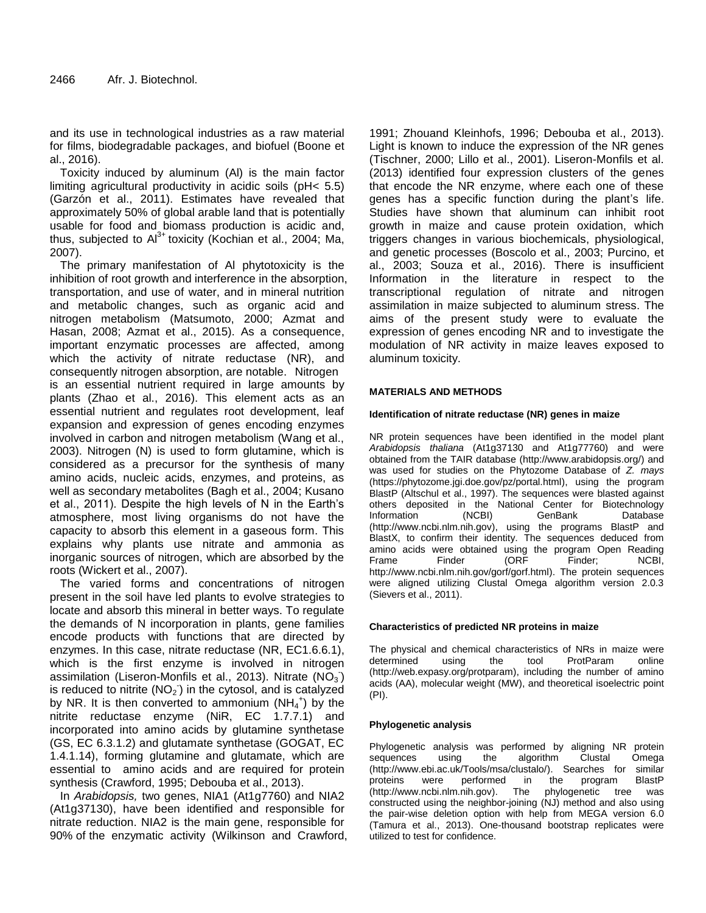and its use in technological industries as a raw material for films, biodegradable packages, and biofuel (Boone et al., 2016).

Toxicity induced by aluminum (Al) is the main factor limiting agricultural productivity in acidic soils (pH< 5.5) (Garzón et al., 2011). Estimates have revealed that approximately 50% of global arable land that is potentially usable for food and biomass production is acidic and, thus, subjected to $Al^{3+}$ toxicity (Kochian et al., 2004; Ma, 2007).

The primary manifestation of Al phytotoxicity is the inhibition of root growth and interference in the absorption, transportation, and use of water, and in mineral nutrition and metabolic changes, such as organic acid and nitrogen metabolism (Matsumoto, 2000; Azmat and Hasan, 2008; Azmat et al., 2015). As a consequence, important enzymatic processes are affected, among which the activity of nitrate reductase (NR), and consequently nitrogen absorption, are notable. Nitrogen is an essential nutrient required in large amounts by plants (Zhao et al., 2016). This element acts as an essential nutrient and regulates root development, leaf expansion and expression of genes encoding enzymes involved in carbon and nitrogen metabolism (Wang et al., 2003). Nitrogen (N) is used to form glutamine, which is considered as a precursor for the synthesis of many amino acids, nucleic acids, enzymes, and proteins, as well as secondary metabolites (Bagh et al., 2004; Kusano et al., 2011). Despite the high levels of N in the Earth's atmosphere, most living organisms do not have the capacity to absorb this element in a gaseous form. This explains why plants use nitrate and ammonia as inorganic sources of nitrogen, which are absorbed by the roots (Wickert et al., 2007).

The varied forms and concentrations of nitrogen present in the soil have led plants to evolve strategies to locate and absorb this mineral in better ways. To regulate the demands of N incorporation in plants, gene families encode products with functions that are directed by enzymes. In this case, nitrate reductase (NR, EC1.6.6.1), which is the first enzyme is involved in nitrogen assimilation (Liseron-Monfils et al., 2013). Nitrate ($NO_3^-$) is reduced to nitrite ($NO_2^-$) in the cytosol, and is catalyzed by NR. It is then converted to ammonium ($NH_4^+$) by the nitrite reductase enzyme (NiR, EC 1.7.7.1) and incorporated into amino acids by glutamine synthetase (GS, EC 6.3.1.2) and glutamate synthetase (GOGAT, EC 1.4.1.14), forming glutamine and glutamate, which are essential to amino acids and are required for protein synthesis (Crawford, 1995; Debouba et al., 2013).

In *Arabidopsis,* two genes, NIA1 (At1g7760) and NIA2 (At1g37130), have been identified and responsible for nitrate reduction. NIA2 is the main gene, responsible for 90% of the enzymatic activity (Wilkinson and Crawford, 1991; Zhouand Kleinhofs, 1996; Debouba et al., 2013). Light is known to induce the expression of the NR genes (Tischner, 2000; Lillo et al., 2001). Liseron-Monfils et al. (2013) identified four expression clusters of the genes that encode the NR enzyme, where each one of these genes has a specific function during the plant's life. Studies have shown that aluminum can inhibit root growth in maize and cause protein oxidation, which triggers changes in various biochemicals, physiological, and genetic processes (Boscolo et al., 2003; Purcino, et al., 2003; Souza et al., 2016). There is insufficient Information in the literature in respect to the transcriptional regulation of nitrate and nitrogen assimilation in maize subjected to aluminum stress. The aims of the present study were to evaluate the expression of genes encoding NR and to investigate the modulation of NR activity in maize leaves exposed to aluminum toxicity.

## MATERIALS AND METHODS

### Identification of nitrate reductase (NR) genes in maize

NR protein sequences have been identified in the model plant *Arabidopsis thaliana* (At1g37130 and At1g77760) and were obtained from the TAIR database (http://www.arabidopsis.org/) and was used for studies on the Phytozome Database of *Z. mays* (https://phytozome.jgi.doe.gov/pz/portal.html), using the program BlastP (Altschul et al., 1997). The sequences were blasted against others deposited in the National Center for Biotechnology Information (NCBI) GenBank Database (http://www.ncbi.nlm.nih.gov), using the programs BlastP and BlastX, to confirm their identity. The sequences deduced from amino acids were obtained using the program Open Reading Frame Finder (ORF Finder; NCBI, http://www.ncbi.nlm.nih.gov/gorf/gorf.html). The protein sequences were aligned utilizing Clustal Omega algorithm version 2.0.3 (Sievers et al., 2011).

### Characteristics of predicted NR proteins in maize

The physical and chemical characteristics of NRs in maize were determined using the tool ProtParam online (http://web.expasy.org/protparam), including the number of amino acids (AA), molecular weight (MW), and theoretical isoelectric point (PI).

### Phylogenetic analysis

Phylogenetic analysis was performed by aligning NR protein sequences using the algorithm Clustal Omega (http://www.ebi.ac.uk/Tools/msa/clustalo/). Searches for similar proteins were performed in the program BlastP (http://www.ncbi.nlm.nih.gov). The phylogenetic tree was constructed using the neighbor-joining (NJ) method and also using the pair-wise deletion option with help from MEGA version 6.0 (Tamura et al., 2013). One-thousand bootstrap replicates were utilized to test for confidence.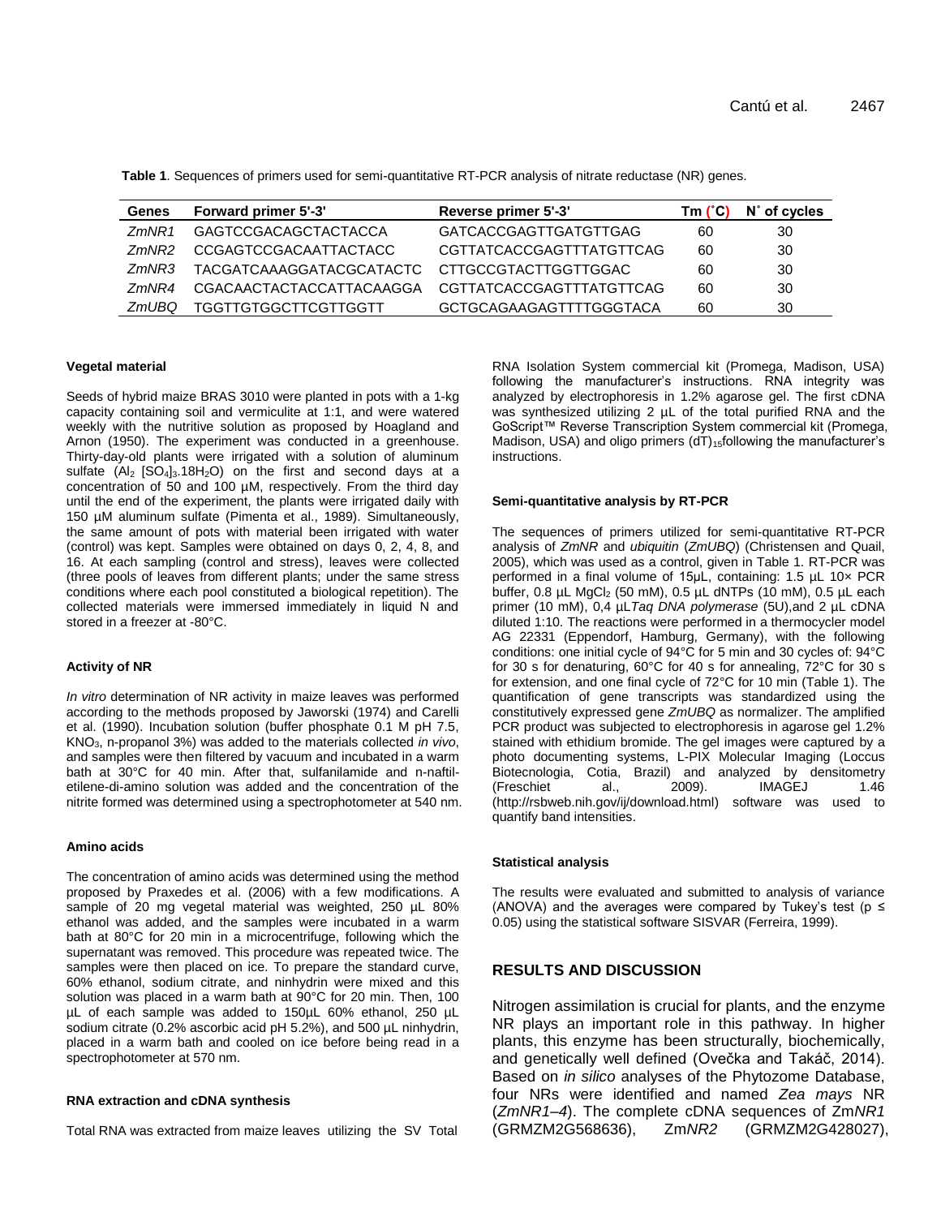**Table 1**. Sequences of primers used for semi-quantitative RT-PCR analysis of nitrate reductase (NR) genes.

| Genes | Forward primer 5'-3' | Reverse primer 5'-3' | Tm (˚C) | N˚ of cycles |
|---|---|---|---|---|
| *ZmNR1* | GAGTCCGACAGCTACTACCA | GATCACCGAGTTGATGTTGAG | 60 | 30 |
| *ZmNR2* | CCGAGTCCGACAATTACTACC | CGTTATCACCGAGTTTATGTTCAG | 60 | 30 |
| *ZmNR3* | TACGATCAAAGGATACGCATACTC | CTTGCCGTACTTGGTTGGAC | 60 | 30 |
| *ZmNR4* | CGACAACTACTACCATTACAAGGA | CGTTATCACCGAGTTTATGTTCAG | 60 | 30 |
| *ZmUBQ* | TGGTTGTGGCTTCGTTGGTT | GCTGCAGAAGAGTTTTGGGTACA | 60 | 30 |

#### Vegetal material

Seeds of hybrid maize BRAS 3010 were planted in pots with a 1-kg capacity containing soil and vermiculite at 1:1, and were watered weekly with the nutritive solution as proposed by Hoagland and Arnon (1950). The experiment was conducted in a greenhouse. Thirty-day-old plants were irrigated with a solution of aluminum sulfate ($Al_2$ $[SO_4]_3.18H_2O$) on the first and second days at a concentration of 50 and 100 µM, respectively. From the third day until the end of the experiment, the plants were irrigated daily with 150 µM aluminum sulfate (Pimenta et al., 1989). Simultaneously, the same amount of pots with material been irrigated with water (control) was kept. Samples were obtained on days 0, 2, 4, 8, and 16. At each sampling (control and stress), leaves were collected (three pools of leaves from different plants; under the same stress conditions where each pool constituted a biological repetition). The collected materials were immersed immediately in liquid N and stored in a freezer at -80°C.

#### Activity of NR

*In vitro* determination of NR activity in maize leaves was performed according to the methods proposed by Jaworski (1974) and Carelli et al. (1990). Incubation solution (buffer phosphate 0.1 M pH 7.5, $KNO_3$, n-propanol 3%) was added to the materials collected *in vivo*, and samples were then filtered by vacuum and incubated in a warm bath at 30°C for 40 min. After that, sulfanilamide and n-naftil-etilene-di-amino solution was added and the concentration of the nitrite formed was determined using a spectrophotometer at 540 nm.

#### Amino acids

The concentration of amino acids was determined using the method proposed by Praxedes et al. (2006) with a few modifications. A sample of 20 mg vegetal material was weighted, 250 µL 80% ethanol was added, and the samples were incubated in a warm bath at 80°C for 20 min in a microcentrifuge, following which the supernatant was removed. This procedure was repeated twice. The samples were then placed on ice. To prepare the standard curve, 60% ethanol, sodium citrate, and ninhydrin were mixed and this solution was placed in a warm bath at 90°C for 20 min. Then, 100 µL of each sample was added to 150µL 60% ethanol, 250 µL sodium citrate (0.2% ascorbic acid pH 5.2%), and 500 µL ninhydrin, placed in a warm bath and cooled on ice before being read in a spectrophotometer at 570 nm.

#### RNA extraction and cDNA synthesis

Total RNA was extracted from maize leaves utilizing the SV Total RNA Isolation System commercial kit (Promega, Madison, USA) following the manufacturer's instructions. RNA integrity was analyzed by electrophoresis in 1.2% agarose gel. The first cDNA was synthesized utilizing 2 µL of the total purified RNA and the GoScript™ Reverse Transcription System commercial kit (Promega, Madison, USA) and oligo primers $(dT)_{15}$following the manufacturer's instructions.

#### Semi-quantitative analysis by RT-PCR

The sequences of primers utilized for semi-quantitative RT-PCR analysis of *ZmNR* and *ubiquitin* (*ZmUBQ*) (Christensen and Quail, 2005), which was used as a control, given in Table 1. RT-PCR was performed in a final volume of 15µL, containing: 1.5 µL 10× PCR buffer, 0.8 µL $MgCl_2$ (50 mM), 0.5 µL dNTPs (10 mM), 0.5 µL each primer (10 mM), 0,4 µL*Taq DNA polymerase* (5U),and 2 µL cDNA diluted 1:10. The reactions were performed in a thermocycler model AG 22331 (Eppendorf, Hamburg, Germany), with the following conditions: one initial cycle of 94°C for 5 min and 30 cycles of: 94°C for 30 s for denaturing, 60°C for 40 s for annealing, 72°C for 30 s for extension, and one final cycle of 72°C for 10 min (Table 1). The quantification of gene transcripts was standardized using the constitutively expressed gene *ZmUBQ* as normalizer. The amplified PCR product was subjected to electrophoresis in agarose gel 1.2% stained with ethidium bromide. The gel images were captured by a photo documenting systems, L-PIX Molecular Imaging (Loccus Biotecnologia, Cotia, Brazil) and analyzed by densitometry (Freschiet al., 2009). IMAGEJ 1.46 (http://rsbweb.nih.gov/ij/download.html) software was used to quantify band intensities.

#### Statistical analysis

The results were evaluated and submitted to analysis of variance (ANOVA) and the averages were compared by Tukey's test ($p \leq 0.05$) using the statistical software SISVAR (Ferreira, 1999).

## RESULTS AND DISCUSSION

Nitrogen assimilation is crucial for plants, and the enzyme NR plays an important role in this pathway. In higher plants, this enzyme has been structurally, biochemically, and genetically well defined (Ovečka and Takáč, 2014). Based on *in silico* analyses of the Phytozome Database, four NRs were identified and named *Zea mays* NR (*ZmNR1–4*). The complete cDNA sequences of Zm*NR1* (GRMZM2G568636), Zm*NR2* (GRMZM2G428027),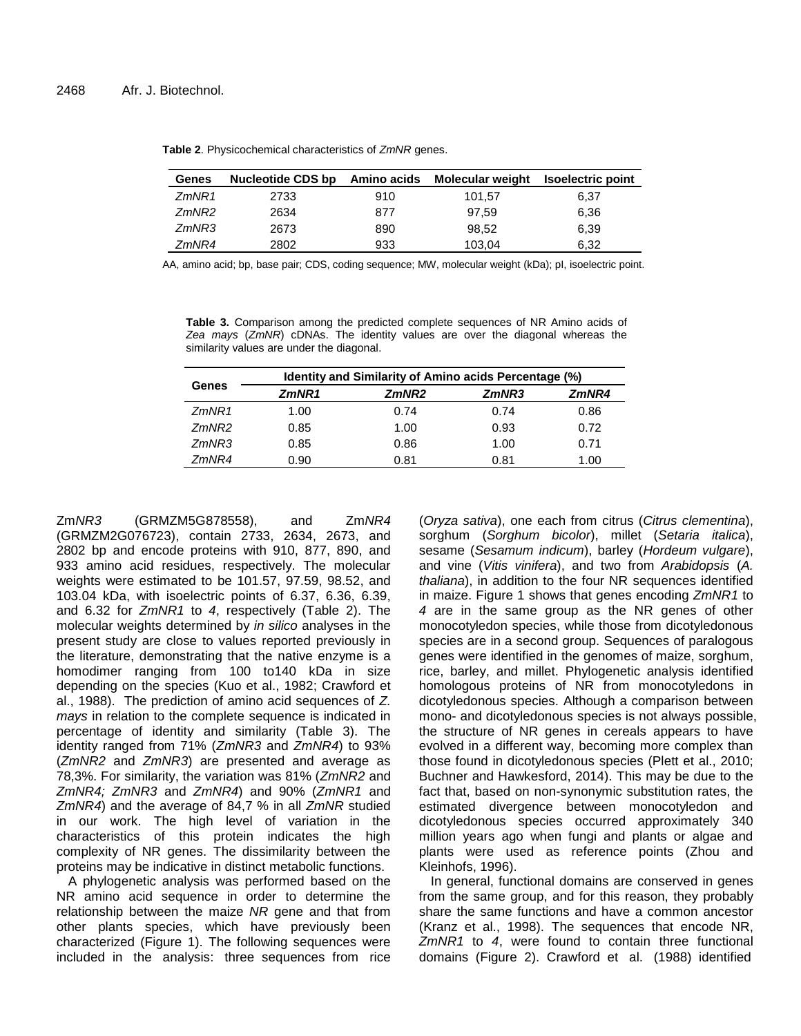**Table 2**. Physicochemical characteristics of *ZmNR* genes.

| Genes | Nucleotide CDS bp | Amino acids | Molecular weight | Isoelectric point |
|---|---|---|---|---|
| *ZmNR1* | 2733 | 910 | 101,57 | 6,37 |
| *ZmNR2* | 2634 | 877 | 97,59 | 6,36 |
| *ZmNR3* | 2673 | 890 | 98,52 | 6,39 |
| *ZmNR4* | 2802 | 933 | 103,04 | 6,32 |

AA, amino acid; bp, base pair; CDS, coding sequence; MW, molecular weight (kDa); pI, isoelectric point.

**Table 3.** Comparison among the predicted complete sequences of NR Amino acids of *Zea mays* (*ZmNR*) cDNAs. The identity values are over the diagonal whereas the similarity values are under the diagonal.

| Genes | Identity and Similarity of Amino acids Percentage (%) | | | |
|---|---|---|---|---|
| | *ZmNR1* | *ZmNR2* | *ZmNR3* | *ZmNR4* |
| *ZmNR1* | 1.00 | 0.74 | 0.74 | 0.86 |
| *ZmNR2* | 0.85 | 1.00 | 0.93 | 0.72 |
| *ZmNR3* | 0.85 | 0.86 | 1.00 | 0.71 |
| *ZmNR4* | 0.90 | 0.81 | 0.81 | 1.00 |

Zm*NR3* (GRMZM5G878558), and Zm*NR4* (GRMZM2G076723), contain 2733, 2634, 2673, and 2802 bp and encode proteins with 910, 877, 890, and 933 amino acid residues, respectively. The molecular weights were estimated to be 101.57, 97.59, 98.52, and 103.04 kDa, with isoelectric points of 6.37, 6.36, 6.39, and 6.32 for *ZmNR1* to *4*, respectively (Table 2). The molecular weights determined by *in silico* analyses in the present study are close to values reported previously in the literature, demonstrating that the native enzyme is a homodimer ranging from 100 to140 kDa in size depending on the species (Kuo et al., 1982; Crawford et al., 1988). The prediction of amino acid sequences of *Z. mays* in relation to the complete sequence is indicated in percentage of identity and similarity (Table 3). The identity ranged from 71% (*ZmNR3* and *ZmNR4*) to 93% (*ZmNR2* and *ZmNR3*) are presented and average as 78,3%. For similarity, the variation was 81% (*ZmNR2* and *ZmNR4; ZmNR3* and *ZmNR4*) and 90% (*ZmNR1* and *ZmNR4*) and the average of 84,7 % in all *ZmNR* studied in our work. The high level of variation in the characteristics of this protein indicates the high complexity of NR genes. The dissimilarity between the proteins may be indicative in distinct metabolic functions.

A phylogenetic analysis was performed based on the NR amino acid sequence in order to determine the relationship between the maize *NR* gene and that from other plants species, which have previously been characterized (Figure 1). The following sequences were included in the analysis: three sequences from rice (*Oryza sativa*), one each from citrus (*Citrus clementina*), sorghum (*Sorghum bicolor*), millet (*Setaria italica*), sesame (*Sesamum indicum*), barley (*Hordeum vulgare*), and vine (*Vitis vinifera*), and two from *Arabidopsis* (*A. thaliana*), in addition to the four NR sequences identified in maize. Figure 1 shows that genes encoding *ZmNR1* to *4* are in the same group as the NR genes of other monocotyledon species, while those from dicotyledonous species are in a second group. Sequences of paralogous genes were identified in the genomes of maize, sorghum, rice, barley, and millet. Phylogenetic analysis identified homologous proteins of NR from monocotyledons in dicotyledonous species. Although a comparison between mono- and dicotyledonous species is not always possible, the structure of NR genes in cereals appears to have evolved in a different way, becoming more complex than those found in dicotyledonous species (Plett et al., 2010; Buchner and Hawkesford, 2014). This may be due to the fact that, based on non-synonymic substitution rates, the estimated divergence between monocotyledon and dicotyledonous species occurred approximately 340 million years ago when fungi and plants or algae and plants were used as reference points (Zhou and Kleinhofs, 1996).

In general, functional domains are conserved in genes from the same group, and for this reason, they probably share the same functions and have a common ancestor (Kranz et al., 1998). The sequences that encode NR, *ZmNR1* to *4*, were found to contain three functional domains (Figure 2). Crawford et al. (1988) identified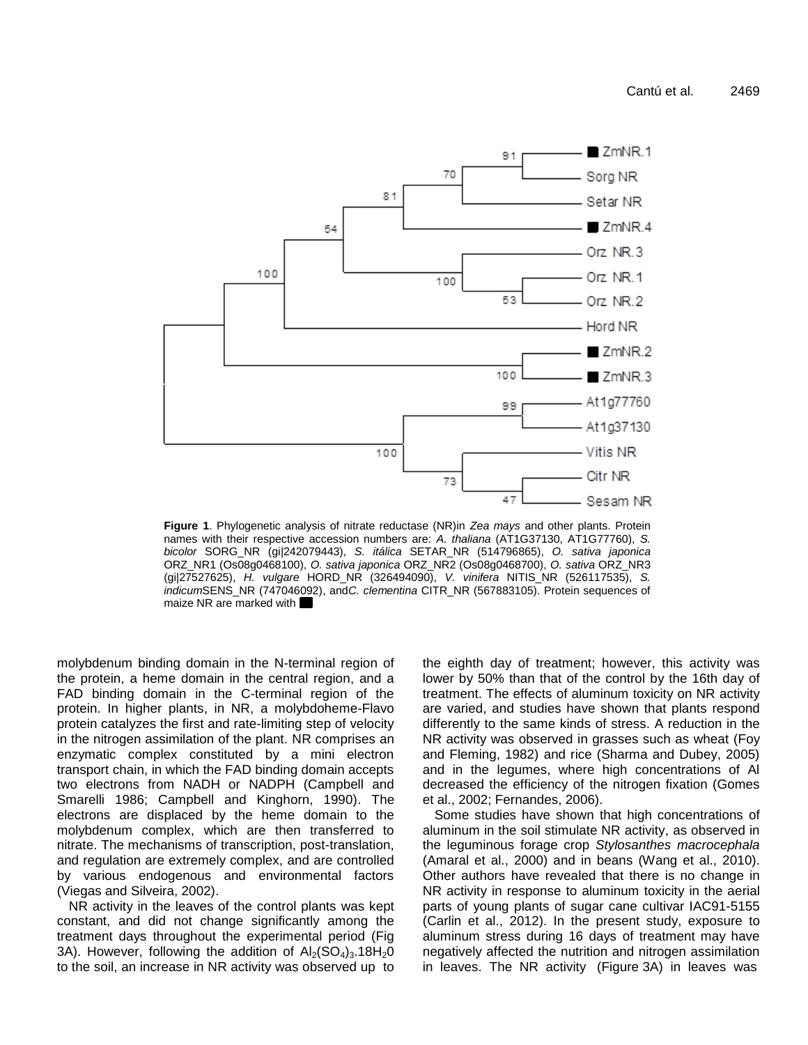Figure 1. Phylogenetic analysis of nitrate reductase (NR)in *Zea mays* and other plants. Protein names with their respective accession numbers are: *A. thaliana* (AT1G37130, AT1G77760), *S. bicolor* SORG_NR (gi|242079443), *S. itálica* SETAR_NR (514796865), *O. sativa japonica* ORZ_NR1 (Os08g0468100), *O. sativa japonica* ORZ_NR2 (Os08g0468700), *O. sativa* ORZ_NR3 (gi|27527625), *H. vulgare* HORD_NR (326494090), *V. vinifera* NITIS_NR (526117535), *S. indicum*SENS_NR (747046092), and*C. clementina* CITR_NR (567883105). Protein sequences of maize NR are marked with ■

molybdenum binding domain in the N-terminal region of the protein, a heme domain in the central region, and a FAD binding domain in the C-terminal region of the protein. In higher plants, in NR, a molybdoheme-Flavo protein catalyzes the first and rate-limiting step of velocity in the nitrogen assimilation of the plant. NR comprises an enzymatic complex constituted by a mini electron transport chain, in which the FAD binding domain accepts two electrons from NADH or NADPH (Campbell and Smarelli 1986; Campbell and Kinghorn, 1990). The electrons are displaced by the heme domain to the molybdenum complex, which are then transferred to nitrate. The mechanisms of transcription, post-translation, and regulation are extremely complex, and are controlled by various endogenous and environmental factors (Viegas and Silveira, 2002).

NR activity in the leaves of the control plants was kept constant, and did not change significantly among the treatment days throughout the experimental period (Fig 3A). However, following the addition of $Al_2(SO_4)_3.18H_20$ to the soil, an increase in NR activity was observed up to the eighth day of treatment; however, this activity was lower by 50% than that of the control by the 16th day of treatment. The effects of aluminum toxicity on NR activity are varied, and studies have shown that plants respond differently to the same kinds of stress. A reduction in the NR activity was observed in grasses such as wheat (Foy and Fleming, 1982) and rice (Sharma and Dubey, 2005) and in the legumes, where high concentrations of Al decreased the efficiency of the nitrogen fixation (Gomes et al., 2002; Fernandes, 2006).

Some studies have shown that high concentrations of aluminum in the soil stimulate NR activity, as observed in the leguminous forage crop *Stylosanthes macrocephala* (Amaral et al., 2000) and in beans (Wang et al., 2010). Other authors have revealed that there is no change in NR activity in response to aluminum toxicity in the aerial parts of young plants of sugar cane cultivar IAC91-5155 (Carlin et al., 2012). In the present study, exposure to aluminum stress during 16 days of treatment may have negatively affected the nutrition and nitrogen assimilation in leaves. The NR activity (Figure 3A) in leaves was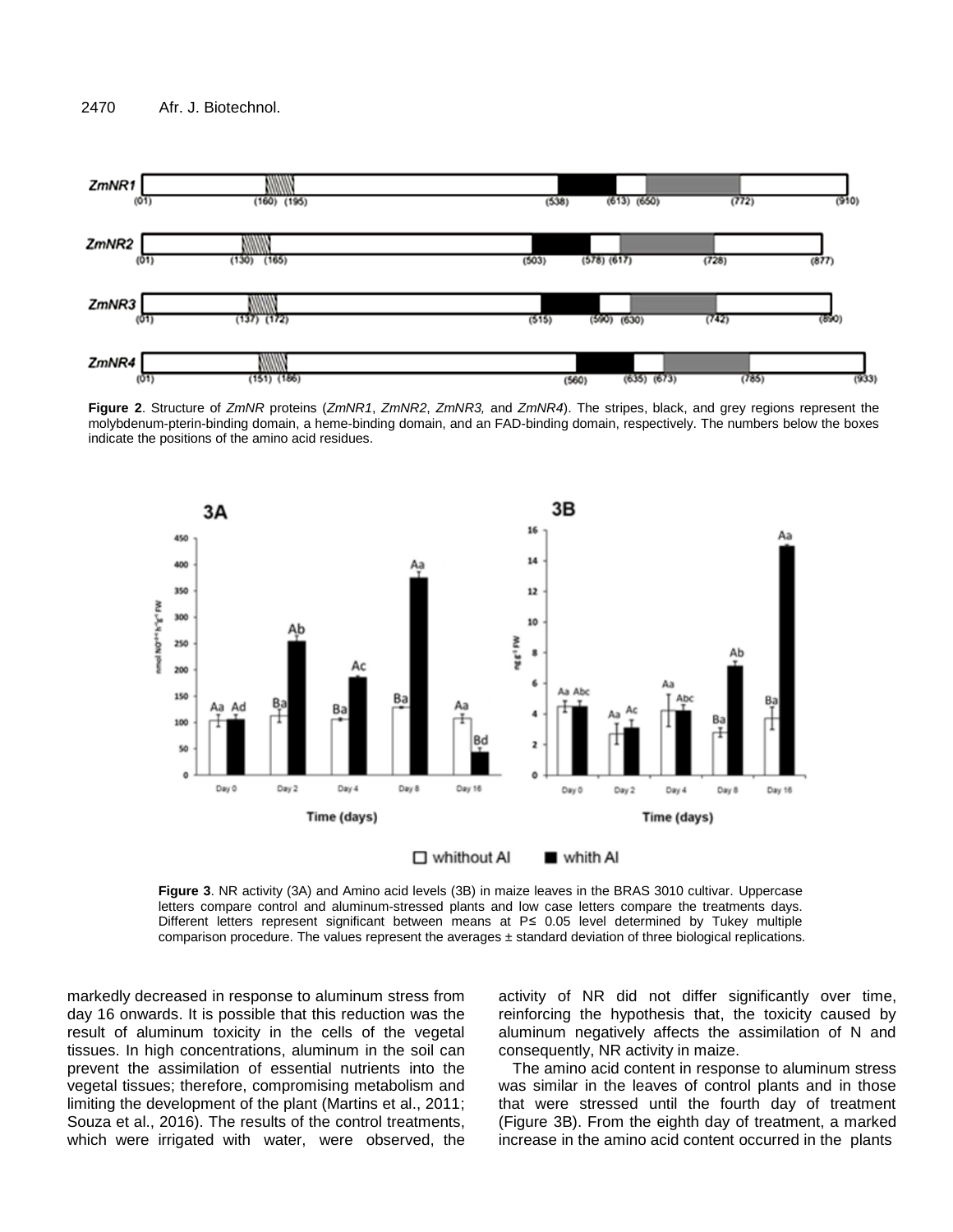**Figure 2**. Structure of *ZmNR* proteins (*ZmNR1*, *ZmNR2*, *ZmNR3,* and *ZmNR4*). The stripes, black, and grey regions represent the molybdenum-pterin-binding domain, a heme-binding domain, and an FAD-binding domain, respectively. The numbers below the boxes indicate the positions of the amino acid residues.

**Figure 3**. NR activity (3A) and Amino acid levels (3B) in maize leaves in the BRAS 3010 cultivar. Uppercase letters compare control and aluminum-stressed plants and low case letters compare the treatments days. Different letters represent significant between means at P≤ 0.05 level determined by Tukey multiple comparison procedure. The values represent the averages ± standard deviation of three biological replications.

markedly decreased in response to aluminum stress from day 16 onwards. It is possible that this reduction was the result of aluminum toxicity in the cells of the vegetal tissues. In high concentrations, aluminum in the soil can prevent the assimilation of essential nutrients into the vegetal tissues; therefore, compromising metabolism and limiting the development of the plant (Martins et al., 2011; Souza et al., 2016). The results of the control treatments, which were irrigated with water, were observed, the activity of NR did not differ significantly over time, reinforcing the hypothesis that, the toxicity caused by aluminum negatively affects the assimilation of N and consequently, NR activity in maize.

The amino acid content in response to aluminum stress was similar in the leaves of control plants and in those that were stressed until the fourth day of treatment (Figure 3B). From the eighth day of treatment, a marked increase in the amino acid content occurred in the plants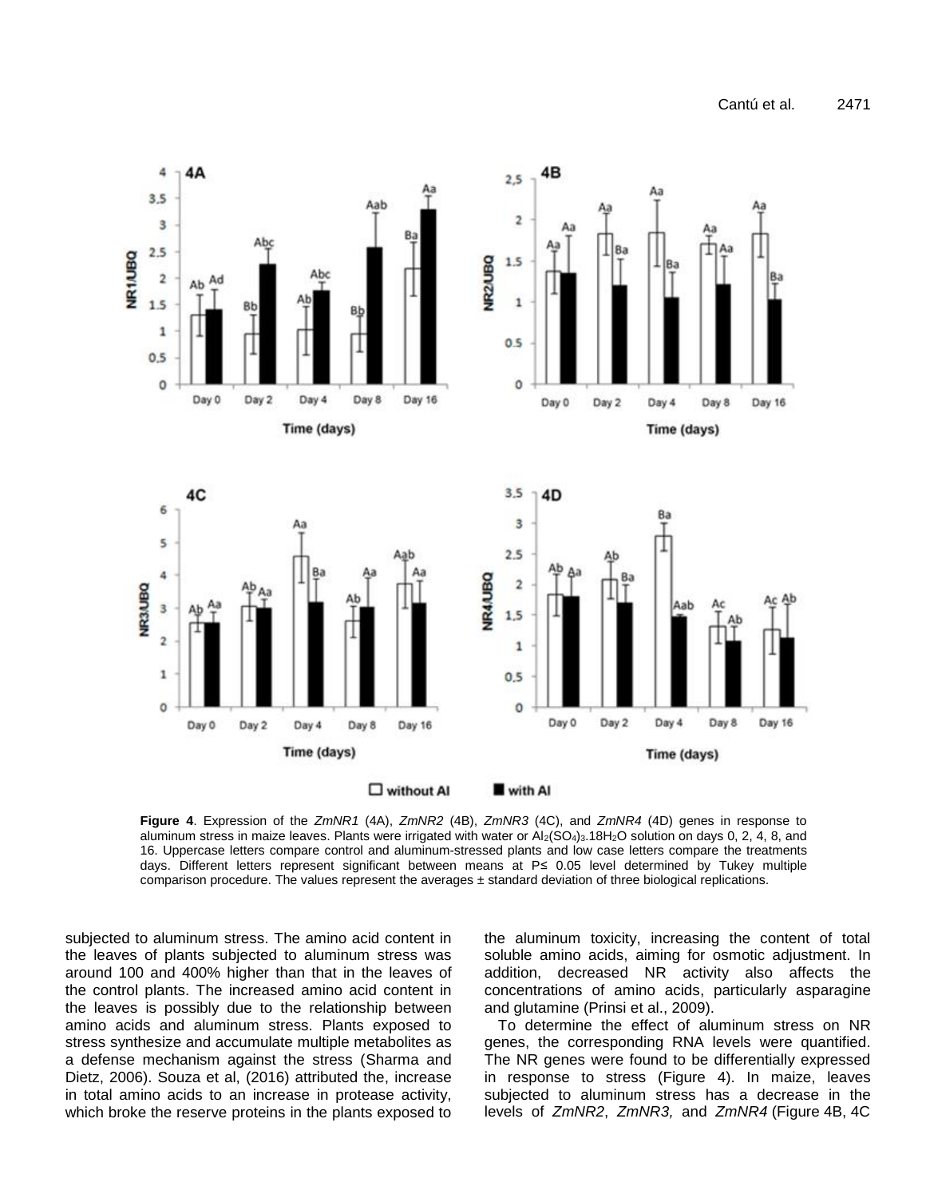**Figure 4**. Expression of the *ZmNR1* (4A), *ZmNR2* (4B), *ZmNR3* (4C), and *ZmNR4* (4D) genes in response to aluminum stress in maize leaves. Plants were irrigated with water or $Al_2(SO_4)_3.18H_2O$ solution on days 0, 2, 4, 8, and 16. Uppercase letters compare control and aluminum-stressed plants and low case letters compare the treatments days. Different letters represent significant between means at P≤ 0.05 level determined by Tukey multiple comparison procedure. The values represent the averages ± standard deviation of three biological replications.

subjected to aluminum stress. The amino acid content in the leaves of plants subjected to aluminum stress was around 100 and 400% higher than that in the leaves of the control plants. The increased amino acid content in the leaves is possibly due to the relationship between amino acids and aluminum stress. Plants exposed to stress synthesize and accumulate multiple metabolites as a defense mechanism against the stress (Sharma and Dietz, 2006). Souza et al, (2016) attributed the, increase in total amino acids to an increase in protease activity, which broke the reserve proteins in the plants exposed to the aluminum toxicity, increasing the content of total soluble amino acids, aiming for osmotic adjustment. In addition, decreased NR activity also affects the concentrations of amino acids, particularly asparagine and glutamine (Prinsi et al., 2009).

To determine the effect of aluminum stress on NR genes, the corresponding RNA levels were quantified. The NR genes were found to be differentially expressed in response to stress (Figure 4). In maize, leaves subjected to aluminum stress has a decrease in the levels of *ZmNR2*, *ZmNR3,* and *ZmNR4* (Figure 4B, 4C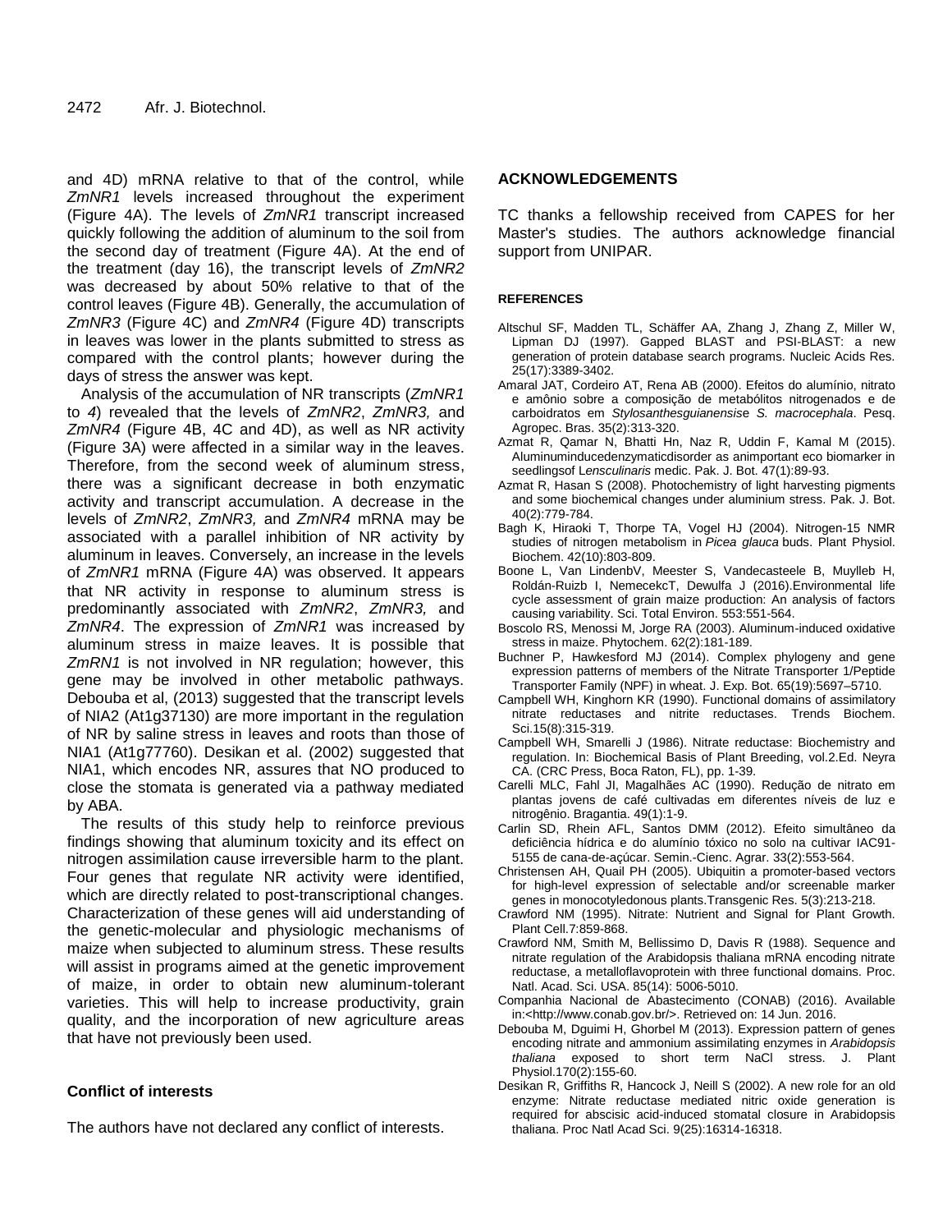and 4D) mRNA relative to that of the control, while *ZmNR1* levels increased throughout the experiment (Figure 4A). The levels of *ZmNR1* transcript increased quickly following the addition of aluminum to the soil from the second day of treatment (Figure 4A). At the end of the treatment (day 16), the transcript levels of *ZmNR2* was decreased by about 50% relative to that of the control leaves (Figure 4B). Generally, the accumulation of *ZmNR3* (Figure 4C) and *ZmNR4* (Figure 4D) transcripts in leaves was lower in the plants submitted to stress as compared with the control plants; however during the days of stress the answer was kept.

Analysis of the accumulation of NR transcripts (*ZmNR1* to *4*) revealed that the levels of *ZmNR2*, *ZmNR3,* and *ZmNR4* (Figure 4B, 4C and 4D), as well as NR activity (Figure 3A) were affected in a similar way in the leaves. Therefore, from the second week of aluminum stress, there was a significant decrease in both enzymatic activity and transcript accumulation. A decrease in the levels of *ZmNR2*, *ZmNR3,* and *ZmNR4* mRNA may be associated with a parallel inhibition of NR activity by aluminum in leaves. Conversely, an increase in the levels of *ZmNR1* mRNA (Figure 4A) was observed. It appears that NR activity in response to aluminum stress is predominantly associated with *ZmNR2*, *ZmNR3,* and *ZmNR4*. The expression of *ZmNR1* was increased by aluminum stress in maize leaves. It is possible that *ZmRN1* is not involved in NR regulation; however, this gene may be involved in other metabolic pathways. Debouba et al, (2013) suggested that the transcript levels of NIA2 (At1g37130) are more important in the regulation of NR by saline stress in leaves and roots than those of NIA1 (At1g77760). Desikan et al. (2002) suggested that NIA1, which encodes NR, assures that NO produced to close the stomata is generated via a pathway mediated by ABA.

The results of this study help to reinforce previous findings showing that aluminum toxicity and its effect on nitrogen assimilation cause irreversible harm to the plant. Four genes that regulate NR activity were identified, which are directly related to post-transcriptional changes. Characterization of these genes will aid understanding of the genetic-molecular and physiologic mechanisms of maize when subjected to aluminum stress. These results will assist in programs aimed at the genetic improvement of maize, in order to obtain new aluminum-tolerant varieties. This will help to increase productivity, grain quality, and the incorporation of new agriculture areas that have not previously been used.

## Conflict of interests

The authors have not declared any conflict of interests.

## ACKNOWLEDGEMENTS

TC thanks a fellowship received from CAPES for her Master's studies. The authors acknowledge financial support from UNIPAR.

## REFERENCES

Altschul SF, Madden TL, Schäffer AA, Zhang J, Zhang Z, Miller W, Lipman DJ (1997). Gapped BLAST and PSI-BLAST: a new generation of protein database search programs. Nucleic Acids Res. 25(17):3389-3402.

Amaral JAT, Cordeiro AT, Rena AB (2000). Efeitos do alumínio, nitrato e amônio sobre a composição de metabólitos nitrogenados e de carboidratos em *Stylosanthesguianensise S. macrocephala*. Pesq. Agropec. Bras. 35(2):313-320.

Azmat R, Qamar N, Bhatti Hn, Naz R, Uddin F, Kamal M (2015). Aluminuminducedenzymaticdisorder as animportant eco biomarker in seedlingsof L*ensculinaris* medic. Pak. J. Bot. 47(1):89-93.

Azmat R, Hasan S (2008). Photochemistry of light harvesting pigments and some biochemical changes under aluminium stress. Pak. J. Bot. 40(2):779-784.

Bagh K, Hiraoki T, Thorpe TA, Vogel HJ (2004). Nitrogen-15 NMR studies of nitrogen metabolism in *Picea glauca* buds. Plant Physiol. Biochem. 42(10):803-809.

Boone L, Van LindenbV, Meester S, Vandecasteele B, Muylleb H, Roldán-Ruizb I, NemecekcT, Dewulfa J (2016).Environmental life cycle assessment of grain maize production: An analysis of factors causing variability. Sci. Total Environ. 553:551-564.

Boscolo RS, Menossi M, Jorge RA (2003). Aluminum-induced oxidative stress in maize. Phytochem. 62(2):181-189.

Buchner P, Hawkesford MJ (2014). Complex phylogeny and gene expression patterns of members of the Nitrate Transporter 1/Peptide Transporter Family (NPF) in wheat. J. Exp. Bot. 65(19):5697–5710.

Campbell WH, Kinghorn KR (1990). Functional domains of assimilatory nitrate reductases and nitrite reductases. Trends Biochem. Sci.15(8):315-319.

Campbell WH, Smarelli J (1986). Nitrate reductase: Biochemistry and regulation. In: Biochemical Basis of Plant Breeding, vol.2.Ed. Neyra CA. (CRC Press, Boca Raton, FL), pp. 1-39.

Carelli MLC, Fahl JI, Magalhães AC (1990). Redução de nitrato em plantas jovens de café cultivadas em diferentes níveis de luz e nitrogênio. Bragantia. 49(1):1-9.

Carlin SD, Rhein AFL, Santos DMM (2012). Efeito simultâneo da deficiência hídrica e do alumínio tóxico no solo na cultivar IAC91-5155 de cana-de-açúcar. Semin.-Cienc. Agrar. 33(2):553-564.

Christensen AH, Quail PH (2005). Ubiquitin a promoter-based vectors for high-level expression of selectable and/or screenable marker genes in monocotyledonous plants.Transgenic Res. 5(3):213-218.

Crawford NM (1995). Nitrate: Nutrient and Signal for Plant Growth. Plant Cell.7:859-868.

Crawford NM, Smith M, Bellissimo D, Davis R (1988). Sequence and nitrate regulation of the Arabidopsis thaliana mRNA encoding nitrate reductase, a metalloflavoprotein with three functional domains. Proc. Natl. Acad. Sci. USA. 85(14): 5006-5010.

Companhia Nacional de Abastecimento (CONAB) (2016). Available in:<http://www.conab.gov.br/>. Retrieved on: 14 Jun. 2016.

Debouba M, Dguimi H, Ghorbel M (2013). Expression pattern of genes encoding nitrate and ammonium assimilating enzymes in *Arabidopsis thaliana* exposed to short term NaCl stress. J. Plant Physiol.170(2):155-60.

Desikan R, Griffiths R, Hancock J, Neill S (2002). A new role for an old enzyme: Nitrate reductase mediated nitric oxide generation is required for abscisic acid-induced stomatal closure in Arabidopsis thaliana. Proc Natl Acad Sci. 9(25):16314-16318.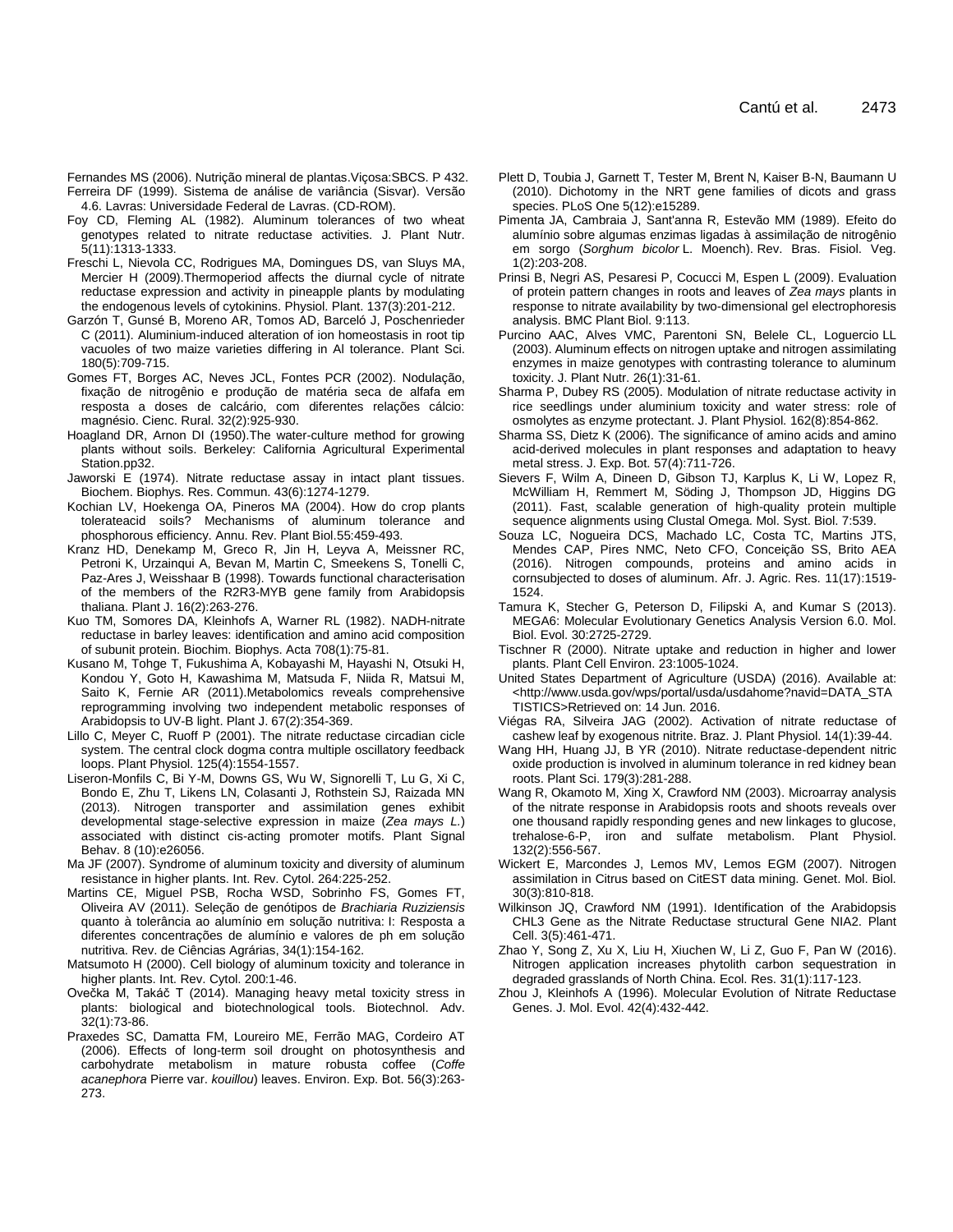Fernandes MS (2006). Nutrição mineral de plantas.Viçosa:SBCS. P 432.

Ferreira DF (1999). Sistema de análise de variância (Sisvar). Versão 4.6. Lavras: Universidade Federal de Lavras. (CD-ROM).

Foy CD, Fleming AL (1982). Aluminum tolerances of two wheat genotypes related to nitrate reductase activities. J. Plant Nutr. 5(11):1313-1333.

Freschi L, Nievola CC, Rodrigues MA, Domingues DS, van Sluys MA, Mercier H (2009).Thermoperiod affects the diurnal cycle of nitrate reductase expression and activity in pineapple plants by modulating the endogenous levels of cytokinins. Physiol. Plant. 137(3):201-212.

Garzón T, Gunsé B, Moreno AR, Tomos AD, Barceló J, Poschenrieder C (2011). Aluminium-induced alteration of ion homeostasis in root tip vacuoles of two maize varieties differing in Al tolerance. Plant Sci. 180(5):709-715.

Gomes FT, Borges AC, Neves JCL, Fontes PCR (2002). Nodulação, fixação de nitrogênio e produção de matéria seca de alfafa em resposta a doses de calcário, com diferentes relações cálcio: magnésio. Cienc. Rural. 32(2):925-930.

Hoagland DR, Arnon DI (1950).The water-culture method for growing plants without soils. Berkeley: California Agricultural Experimental Station.pp32.

Jaworski E (1974). Nitrate reductase assay in intact plant tissues. Biochem. Biophys. Res. Commun. 43(6):1274-1279.

Kochian LV, Hoekenga OA, Pineros MA (2004). How do crop plants tolerateacid soils? Mechanisms of aluminum tolerance and phosphorous efficiency. Annu. Rev. Plant Biol.55:459-493.

Kranz HD, Denekamp M, Greco R, Jin H, Leyva A, Meissner RC, Petroni K, Urzainqui A, Bevan M, Martin C, Smeekens S, Tonelli C, Paz-Ares J, Weisshaar B (1998). Towards functional characterisation of the members of the R2R3-MYB gene family from Arabidopsis thaliana. Plant J. 16(2):263-276.

Kuo TM, Somores DA, Kleinhofs A, Warner RL (1982). NADH-nitrate reductase in barley leaves: identification and amino acid composition of subunit protein. Biochim. Biophys. Acta 708(1):75-81.

Kusano M, Tohge T, Fukushima A, Kobayashi M, Hayashi N, Otsuki H, Kondou Y, Goto H, Kawashima M, Matsuda F, Niida R, Matsui M, Saito K, Fernie AR (2011).Metabolomics reveals comprehensive reprogramming involving two independent metabolic responses of Arabidopsis to UV-B light. Plant J. 67(2):354-369.

Lillo C, Meyer C, Ruoff P (2001). The nitrate reductase circadian cicle system. The central clock dogma contra multiple oscillatory feedback loops. Plant Physiol. 125(4):1554-1557.

Liseron-Monfils C, Bi Y-M, Downs GS, Wu W, Signorelli T, Lu G, Xi C, Bondo E, Zhu T, Likens LN, Colasanti J, Rothstein SJ, Raizada MN (2013). Nitrogen transporter and assimilation genes exhibit developmental stage-selective expression in maize (*Zea mays L.*) associated with distinct cis-acting promoter motifs. Plant Signal Behav. 8 (10):e26056.

Ma JF (2007). Syndrome of aluminum toxicity and diversity of aluminum resistance in higher plants. Int. Rev. Cytol. 264:225-252.

Martins CE, Miguel PSB, Rocha WSD, Sobrinho FS, Gomes FT, Oliveira AV (2011). Seleção de genótipos de *Brachiaria Ruziziensis* quanto à tolerância ao alumínio em solução nutritiva: I: Resposta a diferentes concentrações de alumínio e valores de ph em solução nutritiva. Rev. de Ciências Agrárias, 34(1):154-162.

Matsumoto H (2000). Cell biology of aluminum toxicity and tolerance in higher plants. Int. Rev. Cytol. 200:1-46.

Ovečka M, Takáč T (2014). Managing heavy metal toxicity stress in plants: biological and biotechnological tools. Biotechnol. Adv. 32(1):73-86.

Praxedes SC, Damatta FM, Loureiro ME, Ferrão MAG, Cordeiro AT (2006). Effects of long-term soil drought on photosynthesis and carbohydrate metabolism in mature robusta coffee (*Coffe acanephora* Pierre var. *kouillou*) leaves. Environ. Exp. Bot. 56(3):263-273.

Plett D, Toubia J, Garnett T, Tester M, Brent N, Kaiser B-N, Baumann U (2010). Dichotomy in the NRT gene families of dicots and grass species. PLoS One 5(12):e15289.

Pimenta JA, Cambraia J, Sant'anna R, Estevão MM (1989). Efeito do alumínio sobre algumas enzimas ligadas à assimilação de nitrogênio em sorgo (*Sorghum bicolor* L. Moench). Rev. Bras. Fisiol. Veg. 1(2):203-208.

Prinsi B, Negri AS, Pesaresi P, Cocucci M, Espen L (2009). Evaluation of protein pattern changes in roots and leaves of *Zea mays* plants in response to nitrate availability by two-dimensional gel electrophoresis analysis. BMC Plant Biol. 9:113.

Purcino AAC, Alves VMC, Parentoni SN, Belele CL, Loguercio LL (2003). Aluminum effects on nitrogen uptake and nitrogen assimilating enzymes in maize genotypes with contrasting tolerance to aluminum toxicity. J. Plant Nutr. 26(1):31-61.

Sharma P, Dubey RS (2005). Modulation of nitrate reductase activity in rice seedlings under aluminium toxicity and water stress: role of osmolytes as enzyme protectant. J. Plant Physiol. 162(8):854-862.

Sharma SS, Dietz K (2006). The significance of amino acids and amino acid-derived molecules in plant responses and adaptation to heavy metal stress. J. Exp. Bot. 57(4):711-726.

Sievers F, Wilm A, Dineen D, Gibson TJ, Karplus K, Li W, Lopez R, McWilliam H, Remmert M, Söding J, Thompson JD, Higgins DG (2011). Fast, scalable generation of high-quality protein multiple sequence alignments using Clustal Omega. Mol. Syst. Biol. 7:539.

Souza LC, Nogueira DCS, Machado LC, Costa TC, Martins JTS, Mendes CAP, Pires NMC, Neto CFO, Conceição SS, Brito AEA (2016). Nitrogen compounds, proteins and amino acids in cornsubjected to doses of aluminum. Afr. J. Agric. Res. 11(17):1519-1524.

Tamura K, Stecher G, Peterson D, Filipski A, and Kumar S (2013). MEGA6: Molecular Evolutionary Genetics Analysis Version 6.0. Mol. Biol. Evol. 30:2725-2729.

Tischner R (2000). Nitrate uptake and reduction in higher and lower plants. Plant Cell Environ. 23:1005-1024.

United States Department of Agriculture (USDA) (2016). Available at: <http://www.usda.gov/wps/portal/usda/usdahome?navid=DATA_STATISTICS>Retrieved on: 14 Jun. 2016.

Viégas RA, Silveira JAG (2002). Activation of nitrate reductase of cashew leaf by exogenous nitrite. Braz. J. Plant Physiol. 14(1):39-44.

Wang HH, Huang JJ, B YR (2010). Nitrate reductase-dependent nitric oxide production is involved in aluminum tolerance in red kidney bean roots. Plant Sci. 179(3):281-288.

Wang R, Okamoto M, Xing X, Crawford NM (2003). Microarray analysis of the nitrate response in Arabidopsis roots and shoots reveals over one thousand rapidly responding genes and new linkages to glucose, trehalose-6-P, iron and sulfate metabolism. Plant Physiol. 132(2):556-567.

Wickert E, Marcondes J, Lemos MV, Lemos EGM (2007). Nitrogen assimilation in Citrus based on CitEST data mining. Genet. Mol. Biol. 30(3):810-818.

Wilkinson JQ, Crawford NM (1991). Identification of the Arabidopsis CHL3 Gene as the Nitrate Reductase structural Gene NIA2. Plant Cell. 3(5):461-471.

Zhao Y, Song Z, Xu X, Liu H, Xiuchen W, Li Z, Guo F, Pan W (2016). Nitrogen application increases phytolith carbon sequestration in degraded grasslands of North China. Ecol. Res. 31(1):117-123.

Zhou J, Kleinhofs A (1996). Molecular Evolution of Nitrate Reductase Genes. J. Mol. Evol. 42(4):432-442.